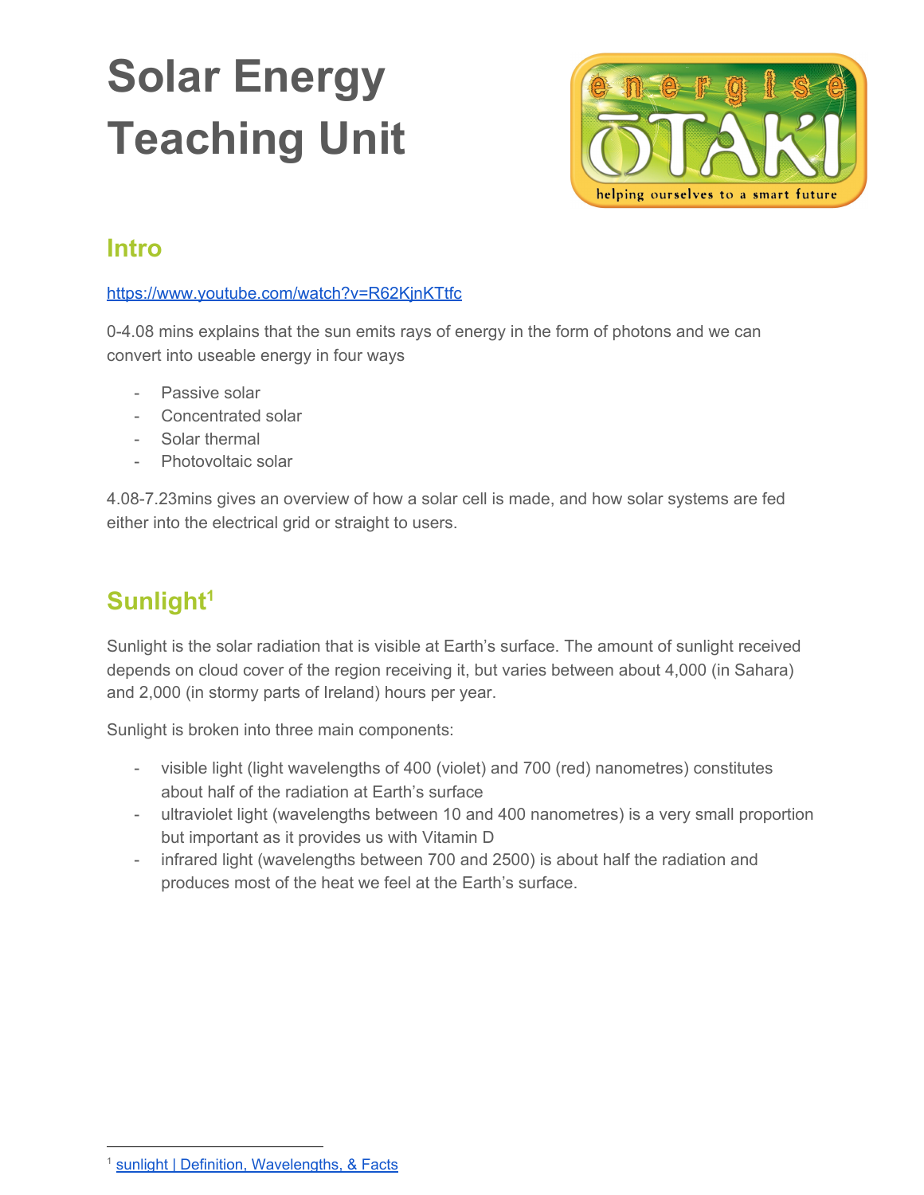# Solar Energy Teaching Unit

## Intro

https://www.youtube.com/watch?v=R62KjnKTtfc

0-4.08 mins explains that the sun emits rays of energy in the form of photons and we can convert into useable energy in four ways

- Passive solar
- Concentrated solar
- Solar thermal
- Photovoltaic solar

4.08-7.23mins gives an overview of how a solar cell is made, and how solar systems are fed either into the electrical grid or straight to users.

## Sunlight[1]

Sunlight is the solar radiation that is visible at Earth's surface. The amount of sunlight received depends on cloud cover of the region receiving it, but varies between about 4,000 (in Sahara) and 2,000 (in stormy parts of Ireland) hours per year.

Sunlight is broken into three main components:

- visible light (light wavelengths of 400 (violet) and 700 (red) nanometres) constitutes about half of the radiation at Earth's surface
- ultraviolet light (wavelengths between 10 and 400 nanometres) is a very small proportion but important as it provides us with Vitamin D
- infrared light (wavelengths between 700 and 2500) is about half the radiation and produces most of the heat we feel at the Earth's surface.

[1] sunlight | Definition, Wavelengths, & Facts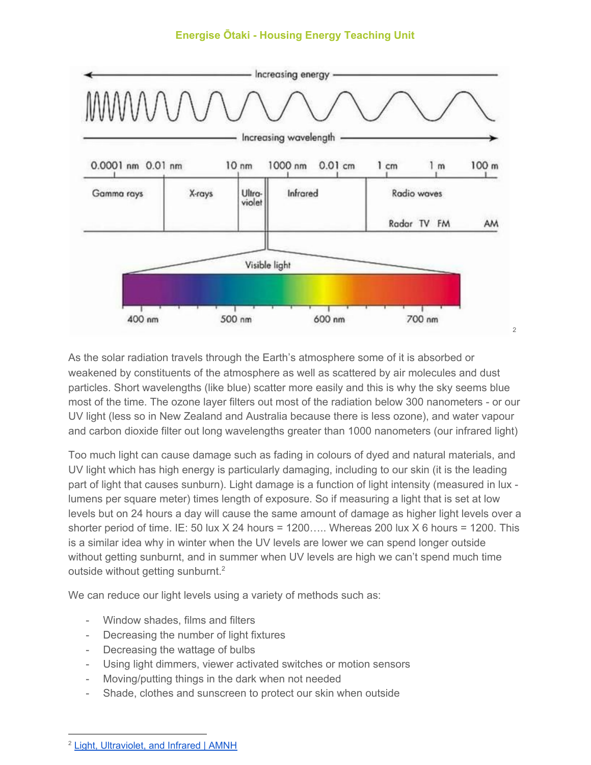As the solar radiation travels through the Earth's atmosphere some of it is absorbed or weakened by constituents of the atmosphere as well as scattered by air molecules and dust particles. Short wavelengths (like blue) scatter more easily and this is why the sky seems blue most of the time. The ozone layer filters out most of the radiation below 300 nanometers - or our UV light (less so in New Zealand and Australia because there is less ozone), and water vapour and carbon dioxide filter out long wavelengths greater than 1000 nanometers (our infrared light)

Too much light can cause damage such as fading in colours of dyed and natural materials, and UV light which has high energy is particularly damaging, including to our skin (it is the leading part of light that causes sunburn). Light damage is a function of light intensity (measured in lux - lumens per square meter) times length of exposure. So if measuring a light that is set at low levels but on 24 hours a day will cause the same amount of damage as higher light levels over a shorter period of time. IE: 50 lux X 24 hours = 1200….. Whereas 200 lux X 6 hours = 1200. This is a similar idea why in winter when the UV levels are lower we can spend longer outside without getting sunburnt, and in summer when UV levels are high we can't spend much time outside without getting sunburnt.[2]

We can reduce our light levels using a variety of methods such as:

- Window shades, films and filters
- Decreasing the number of light fixtures
- Decreasing the wattage of bulbs
- Using light dimmers, viewer activated switches or motion sensors
- Moving/putting things in the dark when not needed
- Shade, clothes and sunscreen to protect our skin when outside

---

[2] Light, Ultraviolet, and Infrared | AMNH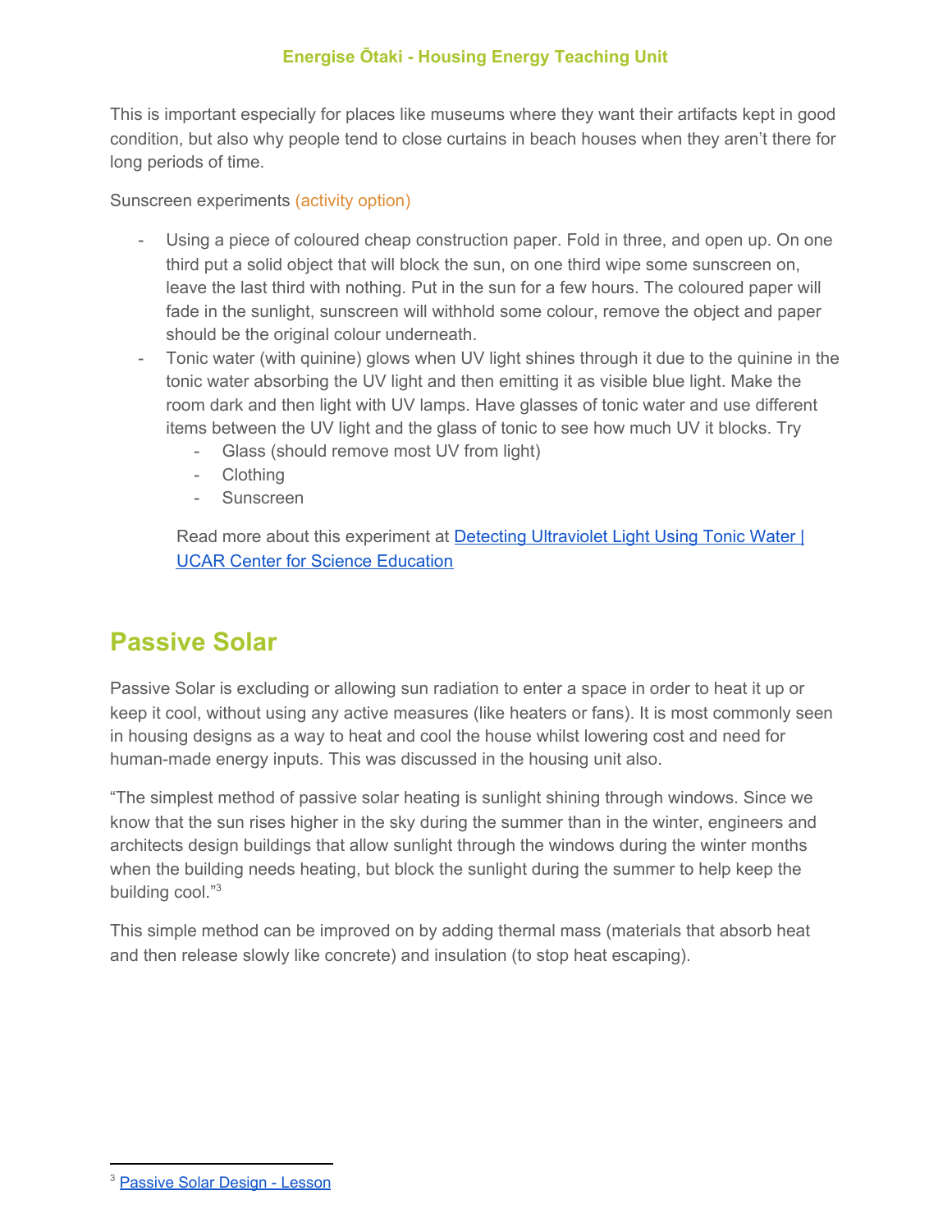This is important especially for places like museums where they want their artifacts kept in good condition, but also why people tend to close curtains in beach houses when they aren't there for long periods of time.

Sunscreen experiments (activity option)

- Using a piece of coloured cheap construction paper. Fold in three, and open up. On one third put a solid object that will block the sun, on one third wipe some sunscreen on, leave the last third with nothing. Put in the sun for a few hours. The coloured paper will fade in the sunlight, sunscreen will withhold some colour, remove the object and paper should be the original colour underneath.
- Tonic water (with quinine) glows when UV light shines through it due to the quinine in the tonic water absorbing the UV light and then emitting it as visible blue light. Make the room dark and then light with UV lamps. Have glasses of tonic water and use different items between the UV light and the glass of tonic to see how much UV it blocks. Try
  - Glass (should remove most UV from light)
  - Clothing
  - Sunscreen

  Read more about this experiment at [Detecting Ultraviolet Light Using Tonic Water | UCAR Center for Science Education]()

## Passive Solar

Passive Solar is excluding or allowing sun radiation to enter a space in order to heat it up or keep it cool, without using any active measures (like heaters or fans). It is most commonly seen in housing designs as a way to heat and cool the house whilst lowering cost and need for human-made energy inputs. This was discussed in the housing unit also.

"The simplest method of passive solar heating is sunlight shining through windows. Since we know that the sun rises higher in the sky during the summer than in the winter, engineers and architects design buildings that allow sunlight through the windows during the winter months when the building needs heating, but block the sunlight during the summer to help keep the building cool."[3]

This simple method can be improved on by adding thermal mass (materials that absorb heat and then release slowly like concrete) and insulation (to stop heat escaping).

[3] Passive Solar Design - Lesson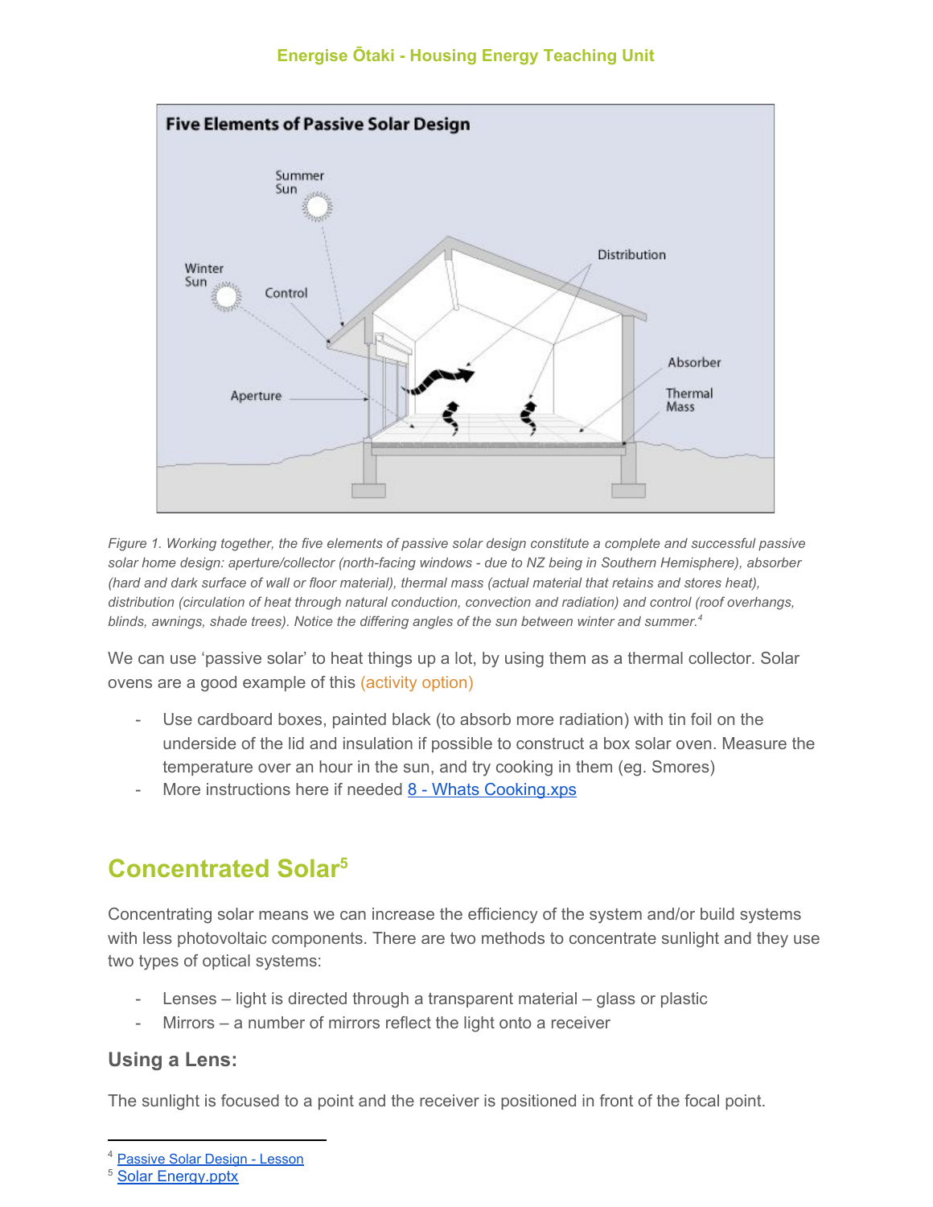*Figure 1. Working together, the five elements of passive solar design constitute a complete and successful passive solar home design: aperture/collector (north-facing windows - due to NZ being in Southern Hemisphere), absorber (hard and dark surface of wall or floor material), thermal mass (actual material that retains and stores heat), distribution (circulation of heat through natural conduction, convection and radiation) and control (roof overhangs, blinds, awnings, shade trees). Notice the differing angles of the sun between winter and summer.*[4]

We can use 'passive solar' to heat things up a lot, by using them as a thermal collector. Solar ovens are a good example of this (activity option)

- Use cardboard boxes, painted black (to absorb more radiation) with tin foil on the underside of the lid and insulation if possible to construct a box solar oven. Measure the temperature over an hour in the sun, and try cooking in them (eg. Smores)
- More instructions here if needed [8 - Whats Cooking.xps]

## Concentrated Solar[5]

Concentrating solar means we can increase the efficiency of the system and/or build systems with less photovoltaic components. There are two methods to concentrate sunlight and they use two types of optical systems:

- Lenses – light is directed through a transparent material – glass or plastic
- Mirrors – a number of mirrors reflect the light onto a receiver

### Using a Lens:

The sunlight is focused to a point and the receiver is positioned in front of the focal point.

---

[4] Passive Solar Design - Lesson

[5] Solar Energy.pptx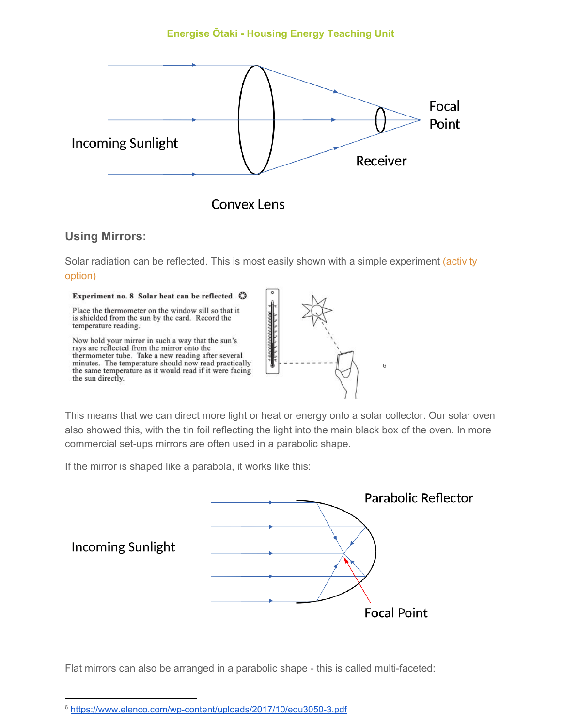Incoming Sunlight

Convex Lens

Receiver

Focal Point

## Using Mirrors:

Solar radiation can be reflected. This is most easily shown with a simple experiment (activity option)

**Experiment no. 8 Solar heat can be reflected**

Place the thermometer on the window sill so that it is shielded from the sun by the card. Record the temperature reading.

Now hold your mirror in such a way that the sun's rays are reflected from the mirror onto the thermometer tube. Take a new reading after several minutes. The temperature should now read practically the same temperature as it would read if it were facing the sun directly.[6]

This means that we can direct more light or heat or energy onto a solar collector. Our solar oven also showed this, with the tin foil reflecting the light into the main black box of the oven. In more commercial set-ups mirrors are often used in a parabolic shape.

If the mirror is shaped like a parabola, it works like this:

Parabolic Reflector

Incoming Sunlight

Focal Point

Flat mirrors can also be arranged in a parabolic shape - this is called multi-faceted:

[6] https://www.elenco.com/wp-content/uploads/2017/10/edu3050-3.pdf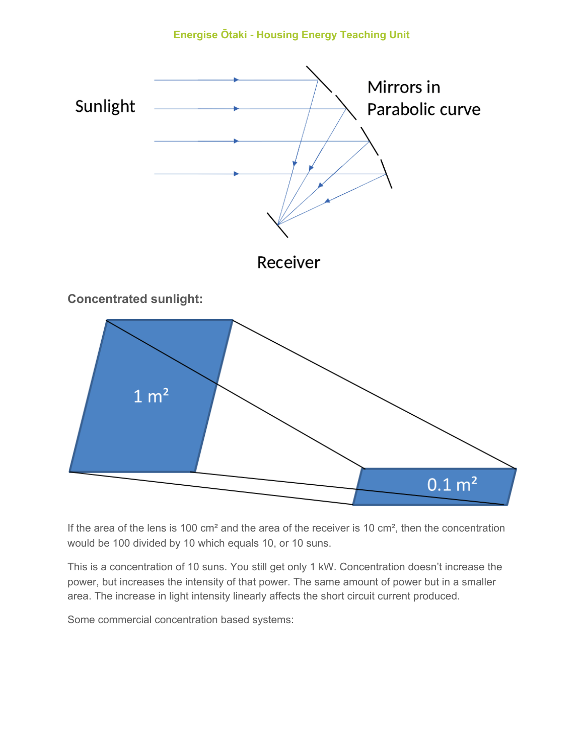**Concentrated sunlight:**

If the area of the lens is 100 cm² and the area of the receiver is 10 cm², then the concentration would be 100 divided by 10 which equals 10, or 10 suns.

This is a concentration of 10 suns. You still get only 1 kW. Concentration doesn't increase the power, but increases the intensity of that power. The same amount of power but in a smaller area. The increase in light intensity linearly affects the short circuit current produced.

Some commercial concentration based systems: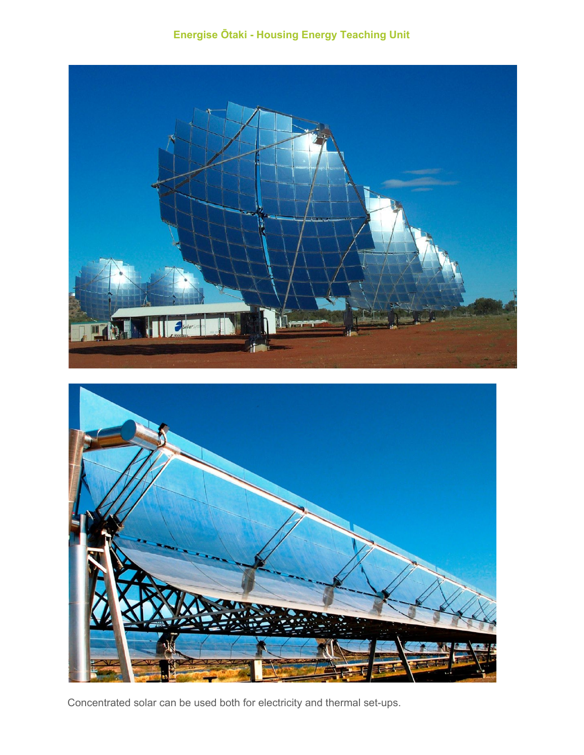Concentrated solar can be used both for electricity and thermal set-ups.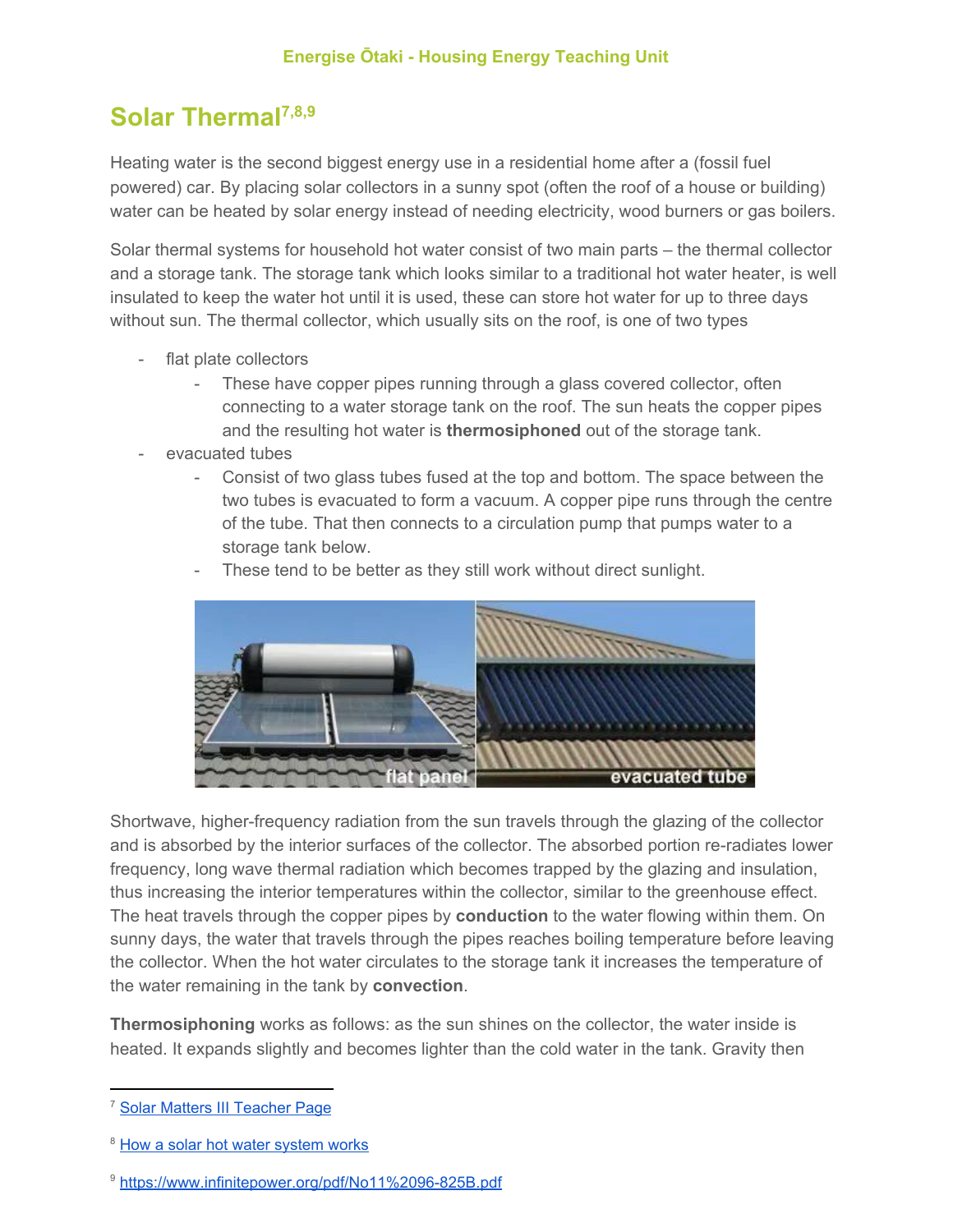## Solar Thermal[7,8,9]

Heating water is the second biggest energy use in a residential home after a (fossil fuel powered) car. By placing solar collectors in a sunny spot (often the roof of a house or building) water can be heated by solar energy instead of needing electricity, wood burners or gas boilers.

Solar thermal systems for household hot water consist of two main parts – the thermal collector and a storage tank. The storage tank which looks similar to a traditional hot water heater, is well insulated to keep the water hot until it is used, these can store hot water for up to three days without sun. The thermal collector, which usually sits on the roof, is one of two types

- flat plate collectors
  - These have copper pipes running through a glass covered collector, often connecting to a water storage tank on the roof. The sun heats the copper pipes and the resulting hot water is **thermosiphoned** out of the storage tank.
- evacuated tubes
  - Consist of two glass tubes fused at the top and bottom. The space between the two tubes is evacuated to form a vacuum. A copper pipe runs through the centre of the tube. That then connects to a circulation pump that pumps water to a storage tank below.
  - These tend to be better as they still work without direct sunlight.

flat panel | evacuated tube

Shortwave, higher-frequency radiation from the sun travels through the glazing of the collector and is absorbed by the interior surfaces of the collector. The absorbed portion re-radiates lower frequency, long wave thermal radiation which becomes trapped by the glazing and insulation, thus increasing the interior temperatures within the collector, similar to the greenhouse effect. The heat travels through the copper pipes by **conduction** to the water flowing within them. On sunny days, the water that travels through the pipes reaches boiling temperature before leaving the collector. When the hot water circulates to the storage tank it increases the temperature of the water remaining in the tank by **convection**.

**Thermosiphoning** works as follows: as the sun shines on the collector, the water inside is heated. It expands slightly and becomes lighter than the cold water in the tank. Gravity then

---

[7] Solar Matters III Teacher Page

[8] How a solar hot water system works

[9] https://www.infinitepower.org/pdf/No11%2096-825B.pdf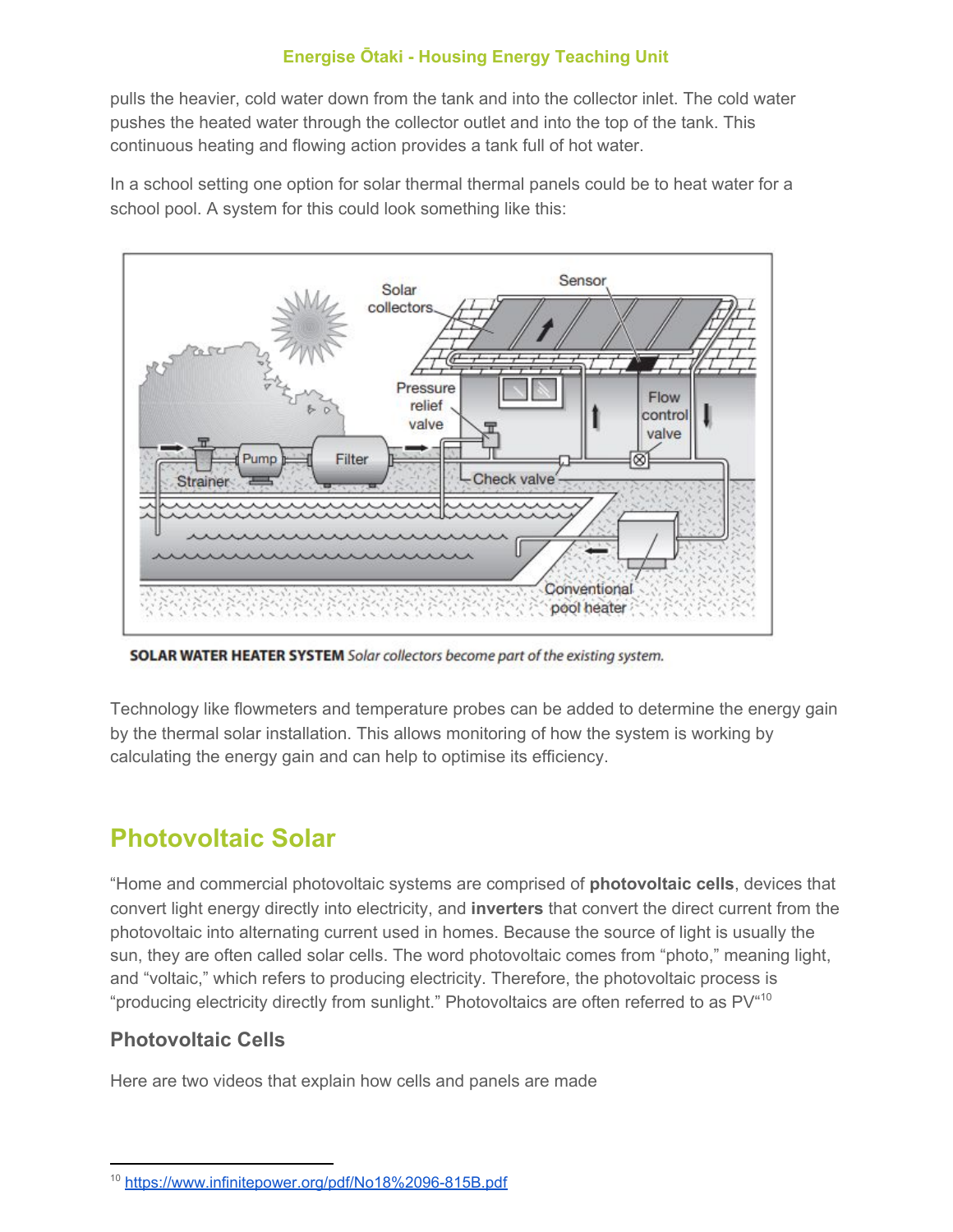pulls the heavier, cold water down from the tank and into the collector inlet. The cold water pushes the heated water through the collector outlet and into the top of the tank. This continuous heating and flowing action provides a tank full of hot water.

In a school setting one option for solar thermal thermal panels could be to heat water for a school pool. A system for this could look something like this:

**SOLAR WATER HEATER SYSTEM** *Solar collectors become part of the existing system.*

Technology like flowmeters and temperature probes can be added to determine the energy gain by the thermal solar installation. This allows monitoring of how the system is working by calculating the energy gain and can help to optimise its efficiency.

## Photovoltaic Solar

"Home and commercial photovoltaic systems are comprised of **photovoltaic cells**, devices that convert light energy directly into electricity, and **inverters** that convert the direct current from the photovoltaic into alternating current used in homes. Because the source of light is usually the sun, they are often called solar cells. The word photovoltaic comes from "photo," meaning light, and "voltaic," which refers to producing electricity. Therefore, the photovoltaic process is "producing electricity directly from sunlight." Photovoltaics are often referred to as PV"[10]

### Photovoltaic Cells

Here are two videos that explain how cells and panels are made

[10] https://www.infinitepower.org/pdf/No18%2096-815B.pdf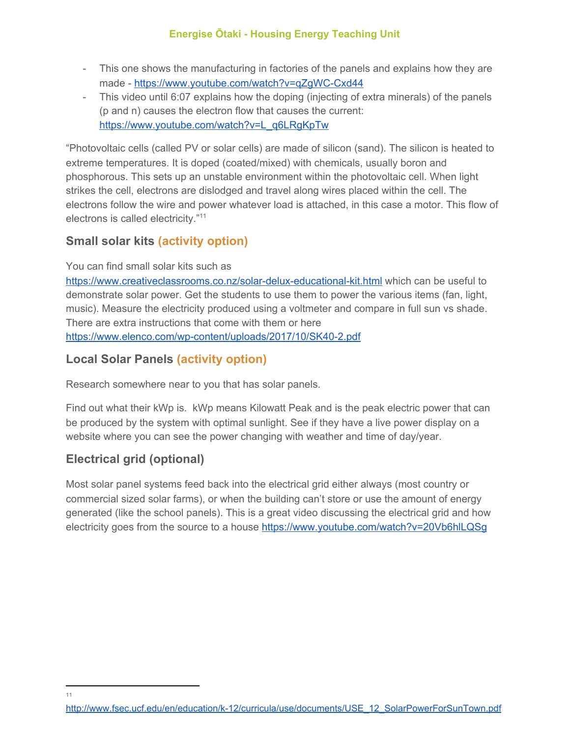- This one shows the manufacturing in factories of the panels and explains how they are made - https://www.youtube.com/watch?v=qZgWC-Cxd44
- This video until 6:07 explains how the doping (injecting of extra minerals) of the panels (p and n) causes the electron flow that causes the current: https://www.youtube.com/watch?v=L_q6LRgKpTw

"Photovoltaic cells (called PV or solar cells) are made of silicon (sand). The silicon is heated to extreme temperatures. It is doped (coated/mixed) with chemicals, usually boron and phosphorous. This sets up an unstable environment within the photovoltaic cell. When light strikes the cell, electrons are dislodged and travel along wires placed within the cell. The electrons follow the wire and power whatever load is attached, in this case a motor. This flow of electrons is called electricity."[11]

## Small solar kits (activity option)

You can find small solar kits such as https://www.creativeclassrooms.co.nz/solar-delux-educational-kit.html which can be useful to demonstrate solar power. Get the students to use them to power the various items (fan, light, music). Measure the electricity produced using a voltmeter and compare in full sun vs shade. There are extra instructions that come with them or here https://www.elenco.com/wp-content/uploads/2017/10/SK40-2.pdf

## Local Solar Panels (activity option)

Research somewhere near to you that has solar panels.

Find out what their kWp is. kWp means Kilowatt Peak and is the peak electric power that can be produced by the system with optimal sunlight. See if they have a live power display on a website where you can see the power changing with weather and time of day/year.

## Electrical grid (optional)

Most solar panel systems feed back into the electrical grid either always (most country or commercial sized solar farms), or when the building can't store or use the amount of energy generated (like the school panels). This is a great video discussing the electrical grid and how electricity goes from the source to a house https://www.youtube.com/watch?v=20Vb6hlLQSg

---

[11] http://www.fsec.ucf.edu/en/education/k-12/curricula/use/documents/USE_12_SolarPowerForSunTown.pdf